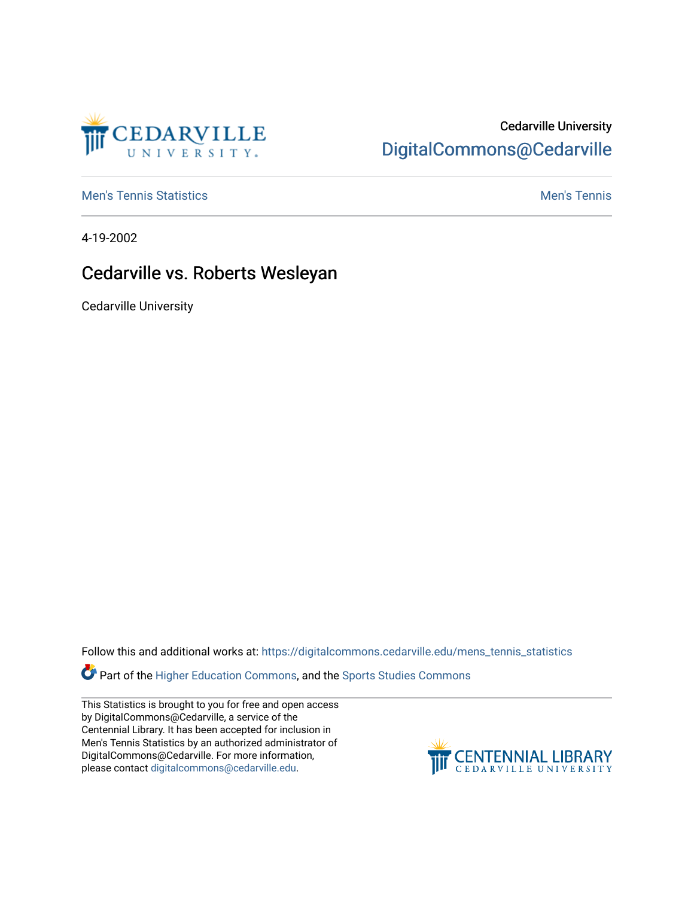Cedarville University
DigitalCommons@Cedarville

Men's Tennis Statistics | Men's Tennis

4-19-2002

# Cedarville vs. Roberts Wesleyan

Cedarville University

Follow this and additional works at: https://digitalcommons.cedarville.edu/mens_tennis_statistics

Part of the Higher Education Commons, and the Sports Studies Commons

This Statistics is brought to you for free and open access by DigitalCommons@Cedarville, a service of the Centennial Library. It has been accepted for inclusion in Men's Tennis Statistics by an authorized administrator of DigitalCommons@Cedarville. For more information, please contact digitalcommons@cedarville.edu.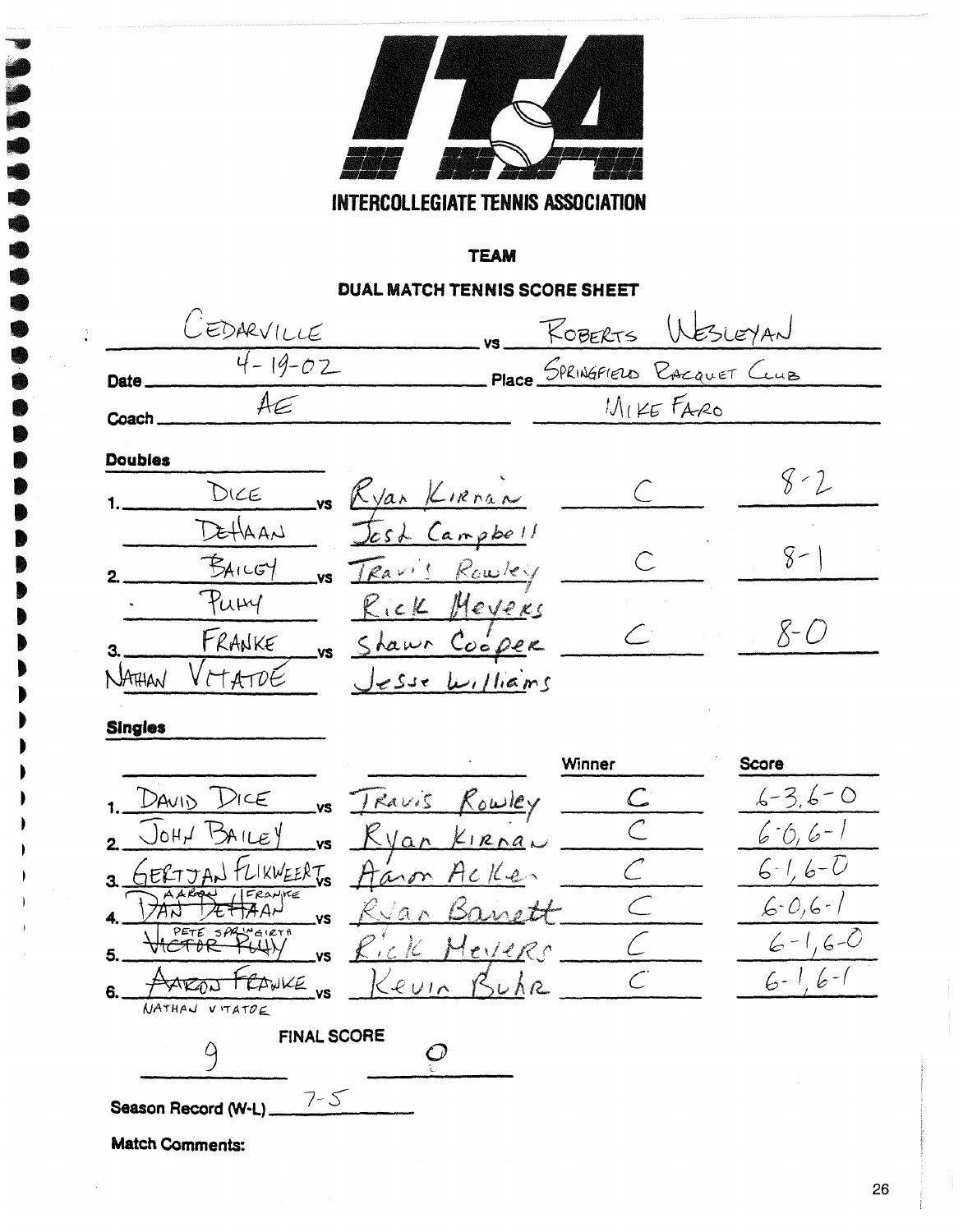# INTERCOLLEGIATE TENNIS ASSOCIATION

## TEAM

## DUAL MATCH TENNIS SCORE SHEET

CEDARVILLE vs ROBERTS WESLEYAN

Date 4-19-02 Place SPRINGFIELD RACQUET CLUB

Coach AE MIKE FARO

**Doubles**

| | | | | |
|---|---|---|---|---|
| 1. | DICE / DEHAAN | vs Ryan Kirnan / Josh Campbell | C | 8-2 |
| 2. | BAILEY / PUHY | vs Travis Rowley / Rick Meyers | C | 8-1 |
| 3. | FRANKE / NATHAN VITATOE | vs Shawn Cooper / Jesse Williams | C | 8-0 |

**Singles**

| | | | Winner | Score |
|---|---|---|---|---|
| 1. | DAVID DICE | vs Travis Rowley | C | 6-3, 6-0 |
| 2. | JOHN BAILEY | vs Ryan Kirnan | C | 6-0, 6-1 |
| 3. | GERTJAN FLIKWEERT | vs Aaron Acker | C | 6-1, 6-0 |
| 4. | ~~DAN DEHAAN~~ AARON FRANKE | vs Ryan Barrett | C | 6-0, 6-1 |
| 5. | ~~VICTOR PUHY~~ PETE SPRINGIRTH | vs Rick Meyers | C | 6-1, 6-0 |
| 6. | ~~AARON FRANKE~~ NATHAN VITATOE | vs Kevin Buhr | C | 6-1, 6-1 |

**FINAL SCORE**

9 0

Season Record (W-L) 7-5

**Match Comments:**